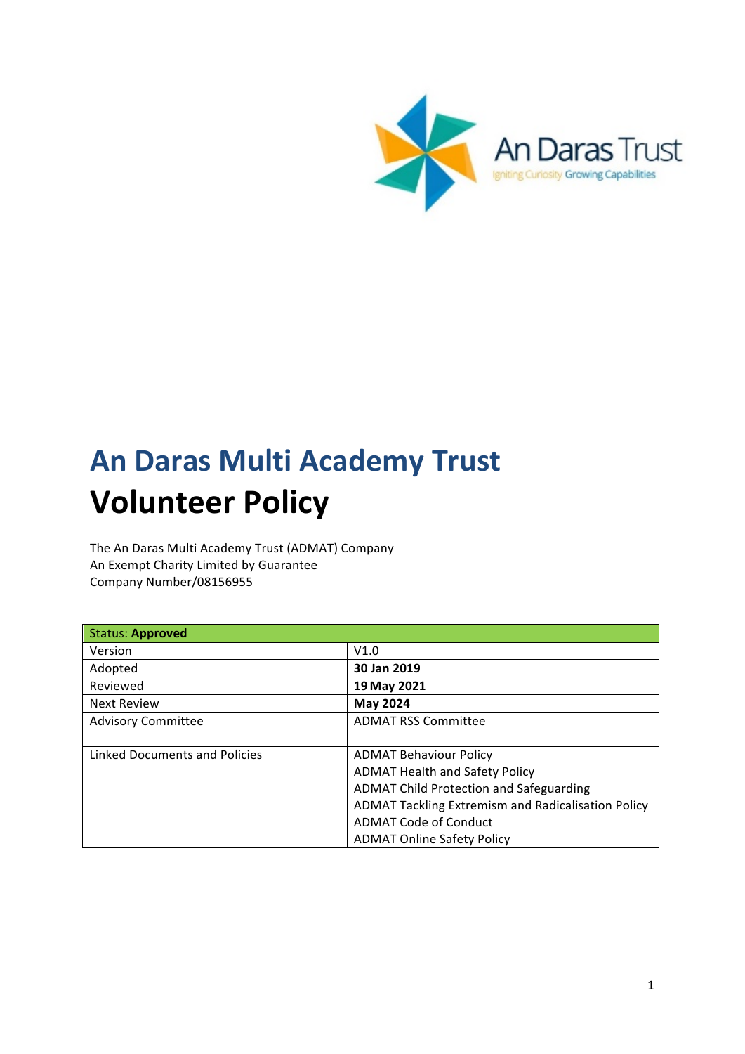An Daras Trust

Igniting Curiosity Growing Capabilities

# An Daras Multi Academy Trust

# Volunteer Policy

The An Daras Multi Academy Trust (ADMAT) Company
An Exempt Charity Limited by Guarantee
Company Number/08156955

| Status: **Approved** | |
|---|---|
| Version | V1.0 |
| Adopted | **30 Jan 2019** |
| Reviewed | **19 May 2021** |
| Next Review | **May 2024** |
| Advisory Committee | ADMAT RSS Committee |
| Linked Documents and Policies | ADMAT Behaviour Policy<br>ADMAT Health and Safety Policy<br>ADMAT Child Protection and Safeguarding<br>ADMAT Tackling Extremism and Radicalisation Policy<br>ADMAT Code of Conduct<br>ADMAT Online Safety Policy |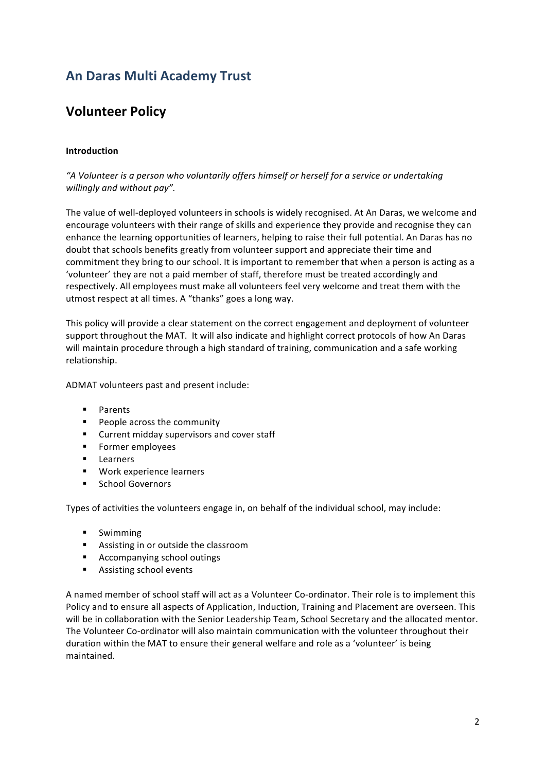# An Daras Multi Academy Trust

## Volunteer Policy

**Introduction**

*"A Volunteer is a person who voluntarily offers himself or herself for a service or undertaking willingly and without pay".*

The value of well-deployed volunteers in schools is widely recognised. At An Daras, we welcome and encourage volunteers with their range of skills and experience they provide and recognise they can enhance the learning opportunities of learners, helping to raise their full potential. An Daras has no doubt that schools benefits greatly from volunteer support and appreciate their time and commitment they bring to our school. It is important to remember that when a person is acting as a 'volunteer' they are not a paid member of staff, therefore must be treated accordingly and respectively. All employees must make all volunteers feel very welcome and treat them with the utmost respect at all times. A "thanks" goes a long way.

This policy will provide a clear statement on the correct engagement and deployment of volunteer support throughout the MAT. It will also indicate and highlight correct protocols of how An Daras will maintain procedure through a high standard of training, communication and a safe working relationship.

ADMAT volunteers past and present include:

- Parents
- People across the community
- Current midday supervisors and cover staff
- Former employees
- Learners
- Work experience learners
- School Governors

Types of activities the volunteers engage in, on behalf of the individual school, may include:

- Swimming
- Assisting in or outside the classroom
- Accompanying school outings
- Assisting school events

A named member of school staff will act as a Volunteer Co-ordinator. Their role is to implement this Policy and to ensure all aspects of Application, Induction, Training and Placement are overseen. This will be in collaboration with the Senior Leadership Team, School Secretary and the allocated mentor. The Volunteer Co-ordinator will also maintain communication with the volunteer throughout their duration within the MAT to ensure their general welfare and role as a 'volunteer' is being maintained.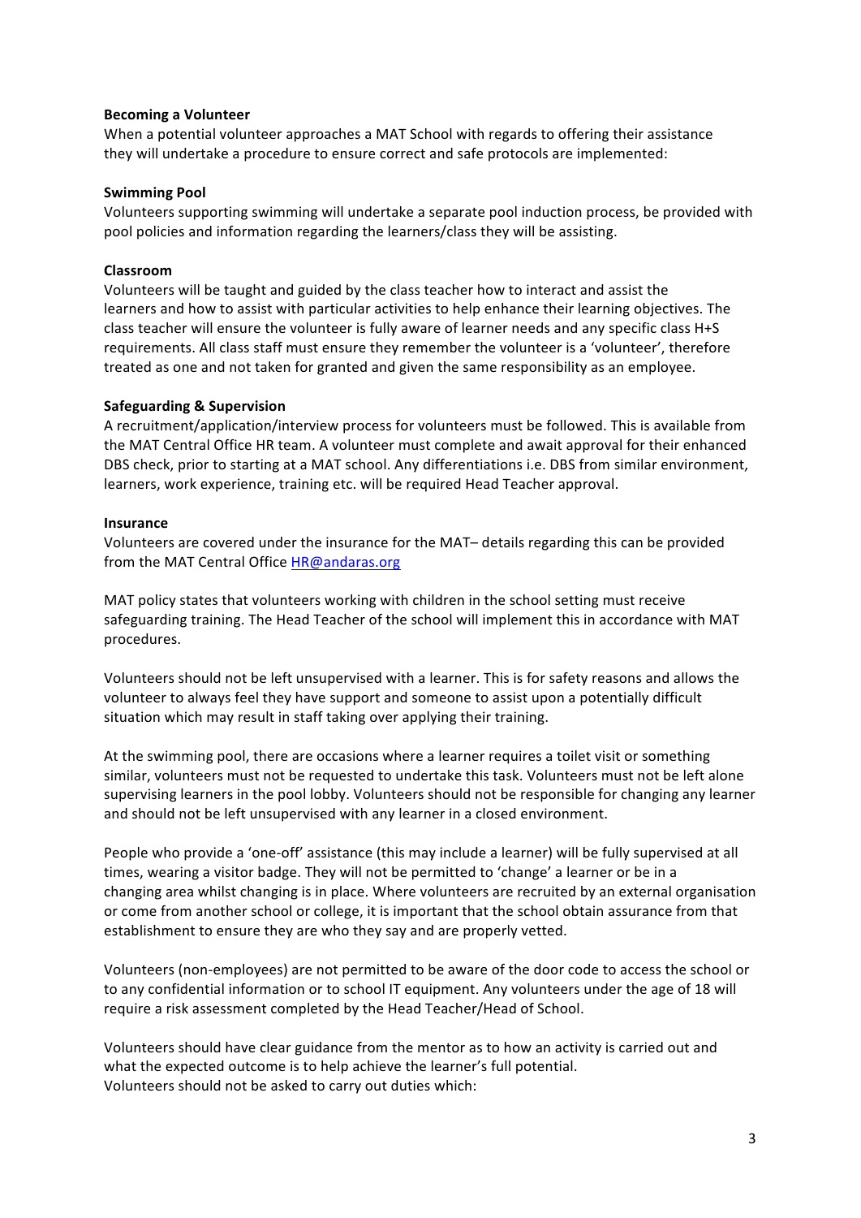**Becoming a Volunteer**

When a potential volunteer approaches a MAT School with regards to offering their assistance they will undertake a procedure to ensure correct and safe protocols are implemented:

**Swimming Pool**

Volunteers supporting swimming will undertake a separate pool induction process, be provided with pool policies and information regarding the learners/class they will be assisting.

**Classroom**

Volunteers will be taught and guided by the class teacher how to interact and assist the learners and how to assist with particular activities to help enhance their learning objectives. The class teacher will ensure the volunteer is fully aware of learner needs and any specific class H+S requirements. All class staff must ensure they remember the volunteer is a 'volunteer', therefore treated as one and not taken for granted and given the same responsibility as an employee.

**Safeguarding & Supervision**

A recruitment/application/interview process for volunteers must be followed. This is available from the MAT Central Office HR team. A volunteer must complete and await approval for their enhanced DBS check, prior to starting at a MAT school. Any differentiations i.e. DBS from similar environment, learners, work experience, training etc. will be required Head Teacher approval.

**Insurance**

Volunteers are covered under the insurance for the MAT– details regarding this can be provided from the MAT Central Office HR@andaras.org

MAT policy states that volunteers working with children in the school setting must receive safeguarding training. The Head Teacher of the school will implement this in accordance with MAT procedures.

Volunteers should not be left unsupervised with a learner. This is for safety reasons and allows the volunteer to always feel they have support and someone to assist upon a potentially difficult situation which may result in staff taking over applying their training.

At the swimming pool, there are occasions where a learner requires a toilet visit or something similar, volunteers must not be requested to undertake this task. Volunteers must not be left alone supervising learners in the pool lobby. Volunteers should not be responsible for changing any learner and should not be left unsupervised with any learner in a closed environment.

People who provide a 'one-off' assistance (this may include a learner) will be fully supervised at all times, wearing a visitor badge. They will not be permitted to 'change' a learner or be in a changing area whilst changing is in place. Where volunteers are recruited by an external organisation or come from another school or college, it is important that the school obtain assurance from that establishment to ensure they are who they say and are properly vetted.

Volunteers (non-employees) are not permitted to be aware of the door code to access the school or to any confidential information or to school IT equipment. Any volunteers under the age of 18 will require a risk assessment completed by the Head Teacher/Head of School.

Volunteers should have clear guidance from the mentor as to how an activity is carried out and what the expected outcome is to help achieve the learner's full potential.
Volunteers should not be asked to carry out duties which: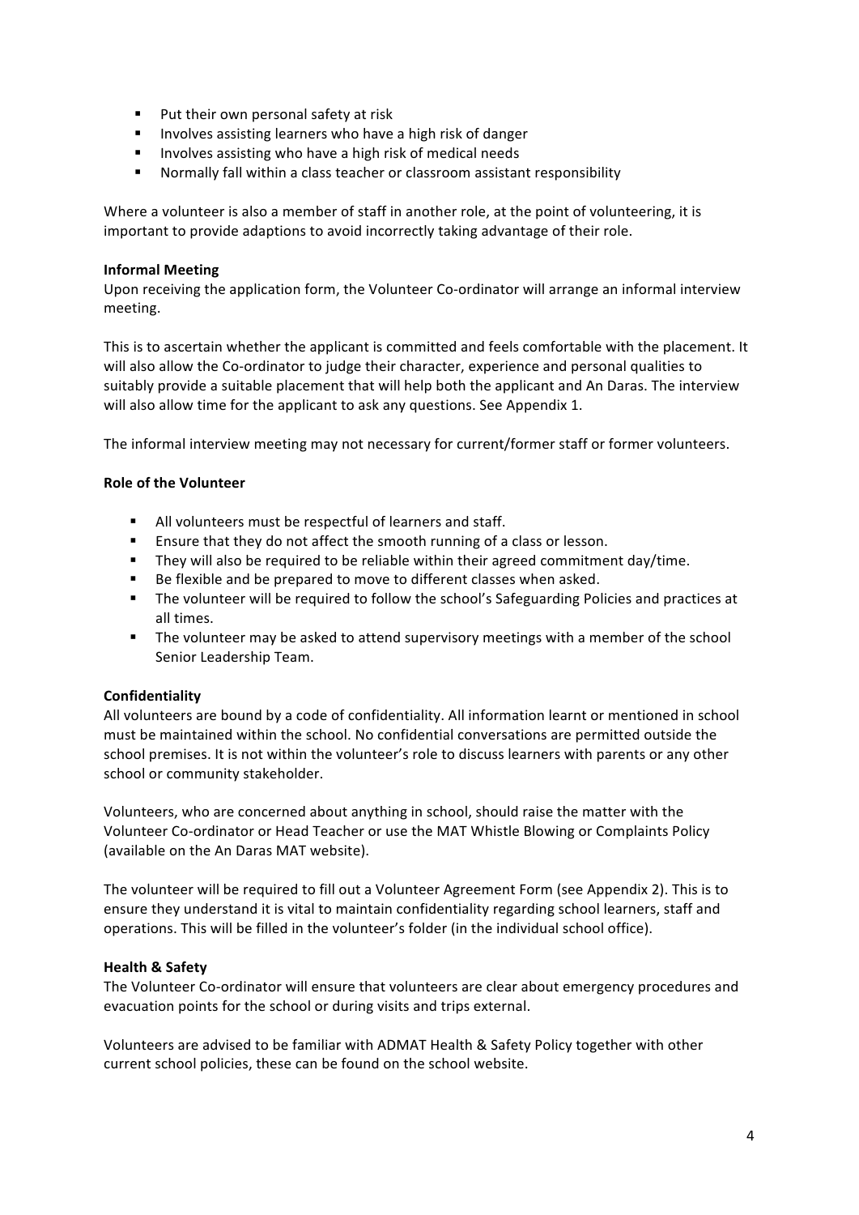- Put their own personal safety at risk
- Involves assisting learners who have a high risk of danger
- Involves assisting who have a high risk of medical needs
- Normally fall within a class teacher or classroom assistant responsibility

Where a volunteer is also a member of staff in another role, at the point of volunteering, it is important to provide adaptions to avoid incorrectly taking advantage of their role.

**Informal Meeting**

Upon receiving the application form, the Volunteer Co-ordinator will arrange an informal interview meeting.

This is to ascertain whether the applicant is committed and feels comfortable with the placement. It will also allow the Co-ordinator to judge their character, experience and personal qualities to suitably provide a suitable placement that will help both the applicant and An Daras. The interview will also allow time for the applicant to ask any questions. See Appendix 1.

The informal interview meeting may not necessary for current/former staff or former volunteers.

**Role of the Volunteer**

- All volunteers must be respectful of learners and staff.
- Ensure that they do not affect the smooth running of a class or lesson.
- They will also be required to be reliable within their agreed commitment day/time.
- Be flexible and be prepared to move to different classes when asked.
- The volunteer will be required to follow the school's Safeguarding Policies and practices at all times.
- The volunteer may be asked to attend supervisory meetings with a member of the school Senior Leadership Team.

**Confidentiality**

All volunteers are bound by a code of confidentiality. All information learnt or mentioned in school must be maintained within the school. No confidential conversations are permitted outside the school premises. It is not within the volunteer's role to discuss learners with parents or any other school or community stakeholder.

Volunteers, who are concerned about anything in school, should raise the matter with the Volunteer Co-ordinator or Head Teacher or use the MAT Whistle Blowing or Complaints Policy (available on the An Daras MAT website).

The volunteer will be required to fill out a Volunteer Agreement Form (see Appendix 2). This is to ensure they understand it is vital to maintain confidentiality regarding school learners, staff and operations. This will be filled in the volunteer's folder (in the individual school office).

**Health & Safety**

The Volunteer Co-ordinator will ensure that volunteers are clear about emergency procedures and evacuation points for the school or during visits and trips external.

Volunteers are advised to be familiar with ADMAT Health & Safety Policy together with other current school policies, these can be found on the school website.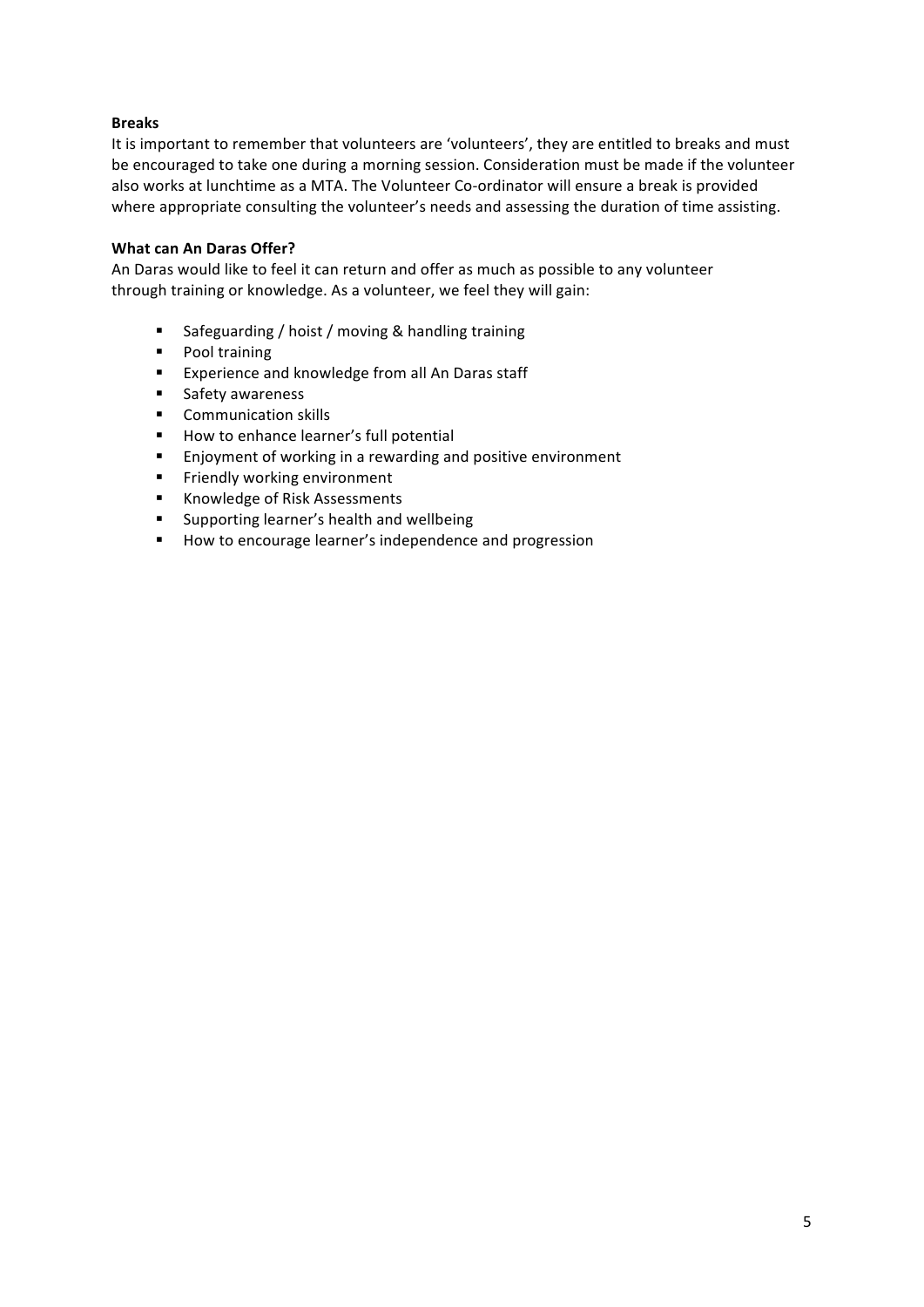**Breaks**

It is important to remember that volunteers are 'volunteers', they are entitled to breaks and must be encouraged to take one during a morning session. Consideration must be made if the volunteer also works at lunchtime as a MTA. The Volunteer Co-ordinator will ensure a break is provided where appropriate consulting the volunteer's needs and assessing the duration of time assisting.

**What can An Daras Offer?**

An Daras would like to feel it can return and offer as much as possible to any volunteer through training or knowledge. As a volunteer, we feel they will gain:

- Safeguarding / hoist / moving & handling training
- Pool training
- Experience and knowledge from all An Daras staff
- Safety awareness
- Communication skills
- How to enhance learner's full potential
- Enjoyment of working in a rewarding and positive environment
- Friendly working environment
- Knowledge of Risk Assessments
- Supporting learner's health and wellbeing
- How to encourage learner's independence and progression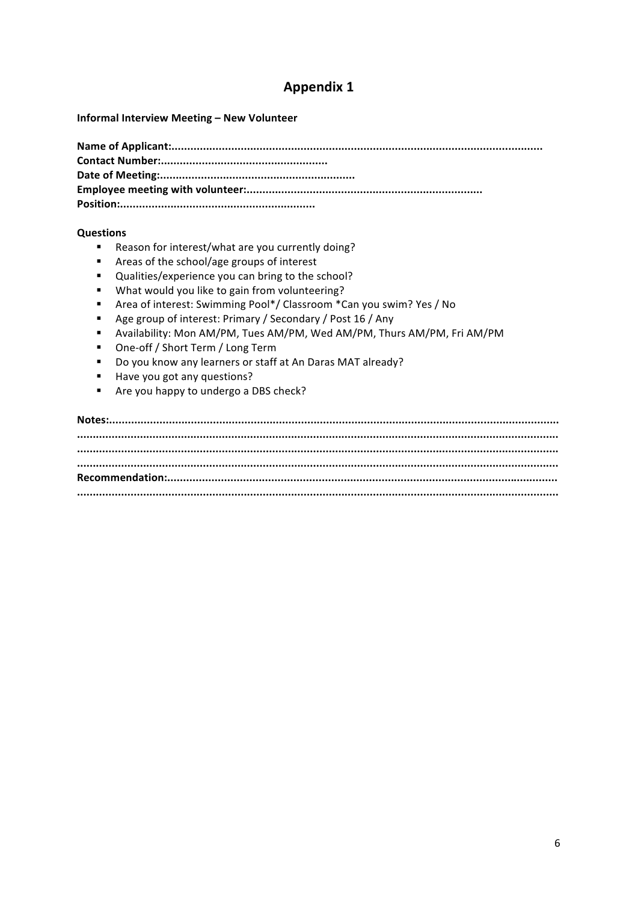# Appendix 1

**Informal Interview Meeting – New Volunteer**

**Name of Applicant:.....................................................................................................................**
**Contact Number:....................................................**
**Date of Meeting:..............................................................**
**Employee meeting with volunteer:..........................................................................**
**Position:.............................................................**

**Questions**

- Reason for interest/what are you currently doing?
- Areas of the school/age groups of interest
- Qualities/experience you can bring to the school?
- What would you like to gain from volunteering?
- Area of interest: Swimming Pool*/ Classroom *Can you swim? Yes / No
- Age group of interest: Primary / Secondary / Post 16 / Any
- Availability: Mon AM/PM, Tues AM/PM, Wed AM/PM, Thurs AM/PM, Fri AM/PM
- One-off / Short Term / Long Term
- Do you know any learners or staff at An Daras MAT already?
- Have you got any questions?
- Are you happy to undergo a DBS check?

**Notes:............................................................................................................................................**
**.....................................................................................................................................................**
**.....................................................................................................................................................**
**.....................................................................................................................................................**
**Recommendation:..........................................................................................................................**
**.....................................................................................................................................................**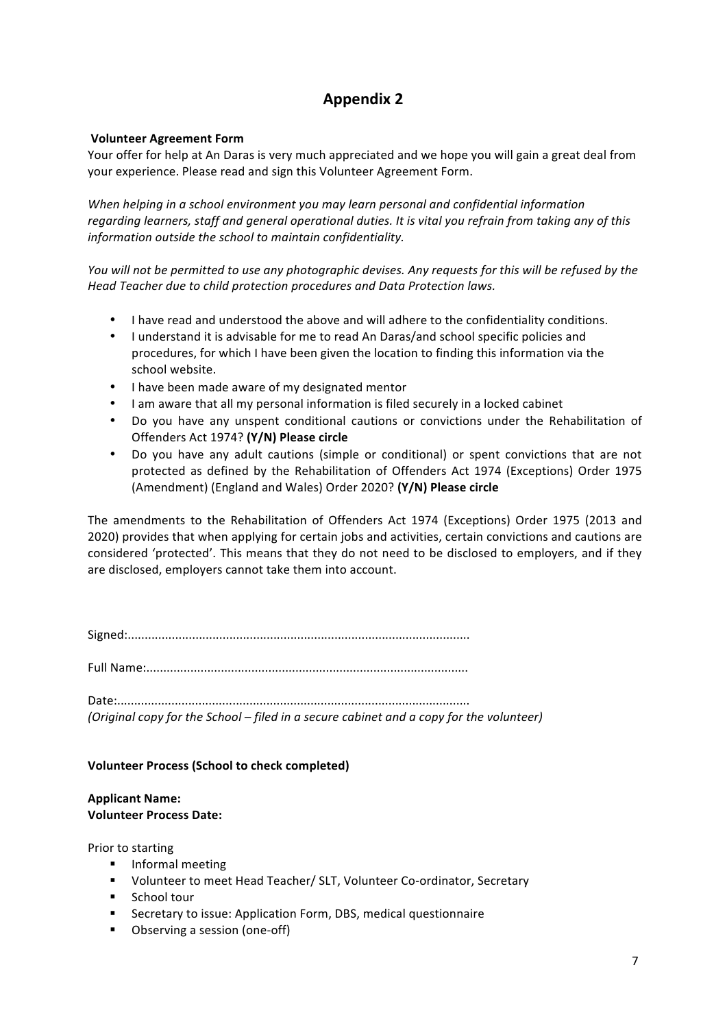# Appendix 2

**Volunteer Agreement Form**

Your offer for help at An Daras is very much appreciated and we hope you will gain a great deal from your experience. Please read and sign this Volunteer Agreement Form.

*When helping in a school environment you may learn personal and confidential information regarding learners, staff and general operational duties. It is vital you refrain from taking any of this information outside the school to maintain confidentiality.*

*You will not be permitted to use any photographic devises. Any requests for this will be refused by the Head Teacher due to child protection procedures and Data Protection laws.*

- I have read and understood the above and will adhere to the confidentiality conditions.
- I understand it is advisable for me to read An Daras/and school specific policies and procedures, for which I have been given the location to finding this information via the school website.
- I have been made aware of my designated mentor
- I am aware that all my personal information is filed securely in a locked cabinet
- Do you have any unspent conditional cautions or convictions under the Rehabilitation of Offenders Act 1974? **(Y/N) Please circle**
- Do you have any adult cautions (simple or conditional) or spent convictions that are not protected as defined by the Rehabilitation of Offenders Act 1974 (Exceptions) Order 1975 (Amendment) (England and Wales) Order 2020? **(Y/N) Please circle**

The amendments to the Rehabilitation of Offenders Act 1974 (Exceptions) Order 1975 (2013 and 2020) provides that when applying for certain jobs and activities, certain convictions and cautions are considered 'protected'. This means that they do not need to be disclosed to employers, and if they are disclosed, employers cannot take them into account.

Signed:....................................................................................................

Full Name:..............................................................................................

Date:.......................................................................................................

*(Original copy for the School – filed in a secure cabinet and a copy for the volunteer)*

**Volunteer Process (School to check completed)**

**Applicant Name:**
**Volunteer Process Date:**

Prior to starting

- Informal meeting
- Volunteer to meet Head Teacher/ SLT, Volunteer Co-ordinator, Secretary
- School tour
- Secretary to issue: Application Form, DBS, medical questionnaire
- Observing a session (one-off)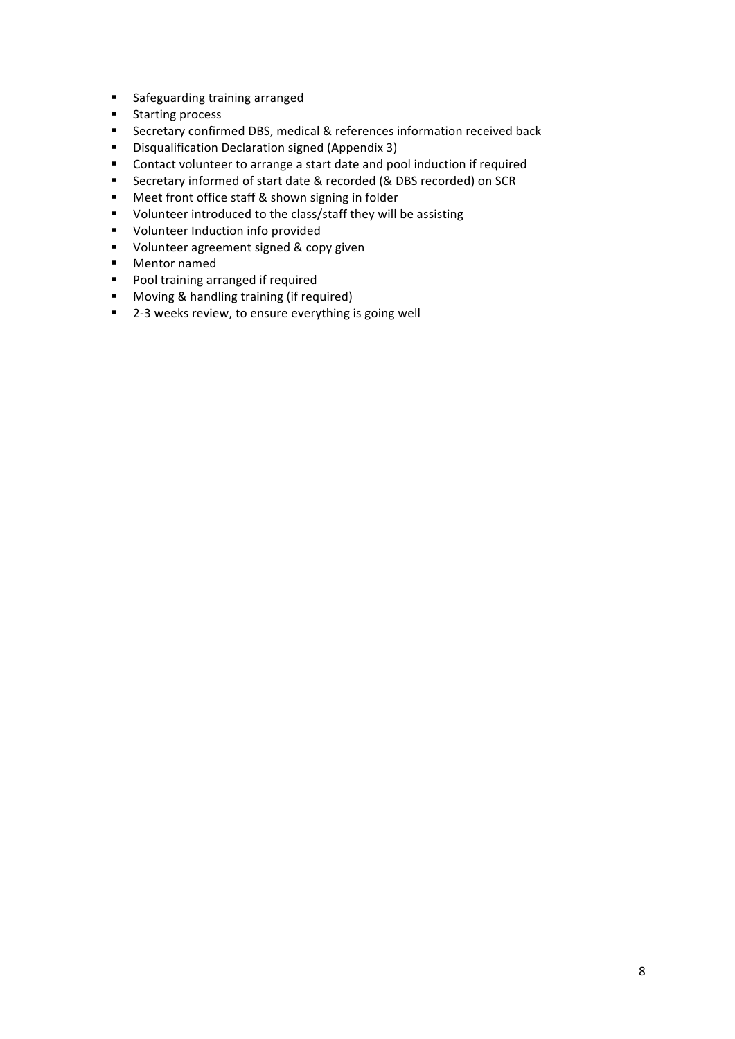- Safeguarding training arranged
- Starting process
- Secretary confirmed DBS, medical & references information received back
- Disqualification Declaration signed (Appendix 3)
- Contact volunteer to arrange a start date and pool induction if required
- Secretary informed of start date & recorded (& DBS recorded) on SCR
- Meet front office staff & shown signing in folder
- Volunteer introduced to the class/staff they will be assisting
- Volunteer Induction info provided
- Volunteer agreement signed & copy given
- Mentor named
- Pool training arranged if required
- Moving & handling training (if required)
- 2-3 weeks review, to ensure everything is going well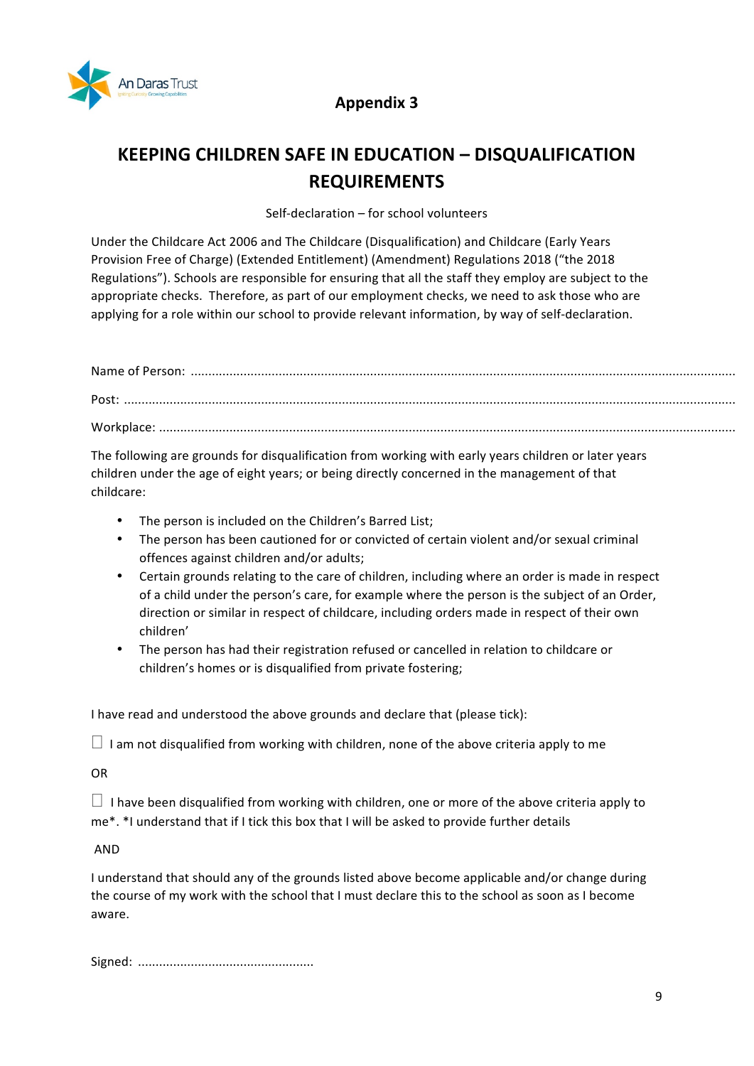An Daras Trust

**Appendix 3**

# KEEPING CHILDREN SAFE IN EDUCATION – DISQUALIFICATION REQUIREMENTS

Self-declaration – for school volunteers

Under the Childcare Act 2006 and The Childcare (Disqualification) and Childcare (Early Years Provision Free of Charge) (Extended Entitlement) (Amendment) Regulations 2018 ("the 2018 Regulations"). Schools are responsible for ensuring that all the staff they employ are subject to the appropriate checks. Therefore, as part of our employment checks, we need to ask those who are applying for a role within our school to provide relevant information, by way of self-declaration.

Name of Person: ..........................................................................................................................................

Post: ..........................................................................................................................................

Workplace: ..........................................................................................................................................

The following are grounds for disqualification from working with early years children or later years children under the age of eight years; or being directly concerned in the management of that childcare:

- The person is included on the Children's Barred List;
- The person has been cautioned for or convicted of certain violent and/or sexual criminal offences against children and/or adults;
- Certain grounds relating to the care of children, including where an order is made in respect of a child under the person's care, for example where the person is the subject of an Order, direction or similar in respect of childcare, including orders made in respect of their own children'
- The person has had their registration refused or cancelled in relation to childcare or children's homes or is disqualified from private fostering;

I have read and understood the above grounds and declare that (please tick):

☐ I am not disqualified from working with children, none of the above criteria apply to me

OR

☐ I have been disqualified from working with children, one or more of the above criteria apply to me*. *I understand that if I tick this box that I will be asked to provide further details

AND

I understand that should any of the grounds listed above become applicable and/or change during the course of my work with the school that I must declare this to the school as soon as I become aware.

Signed: ..................................................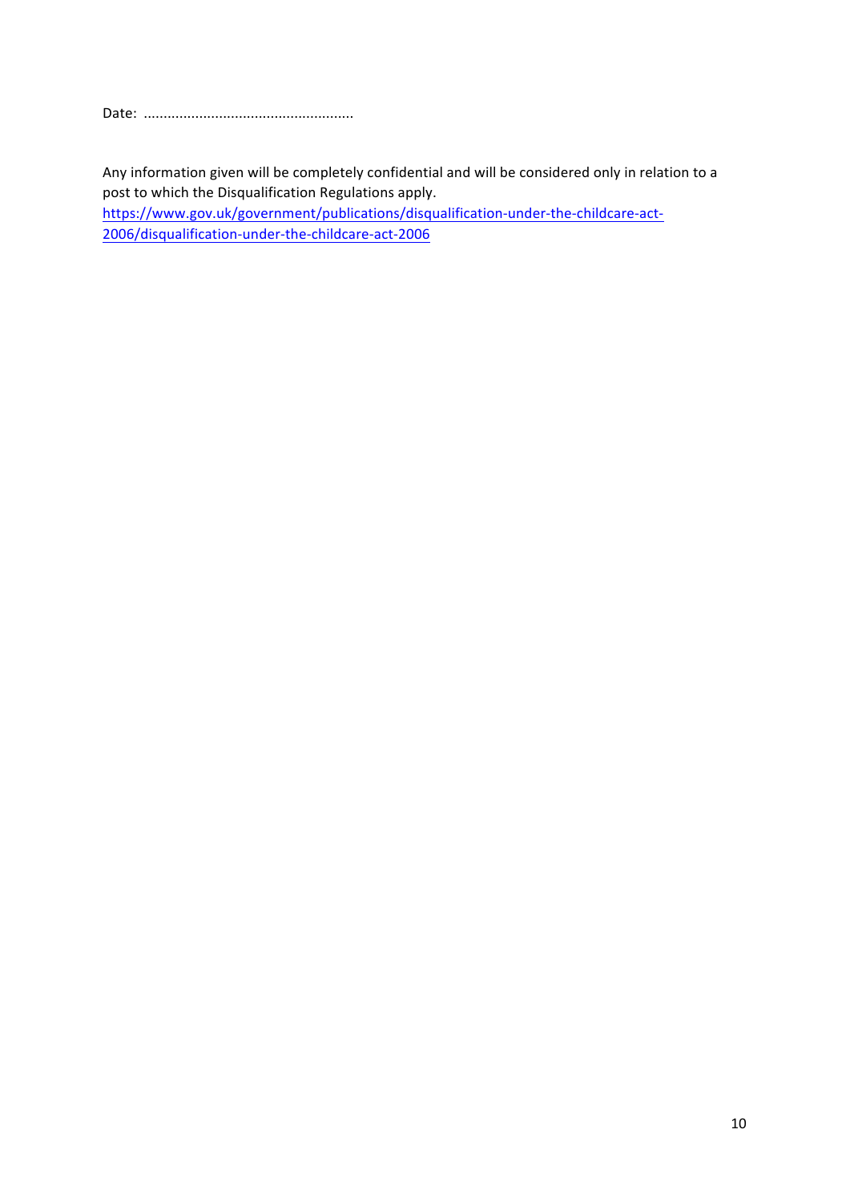Date: ....................................................

Any information given will be completely confidential and will be considered only in relation to a post to which the Disqualification Regulations apply.
[https://www.gov.uk/government/publications/disqualification-under-the-childcare-act-2006/disqualification-under-the-childcare-act-2006](https://www.gov.uk/government/publications/disqualification-under-the-childcare-act-2006/disqualification-under-the-childcare-act-2006)